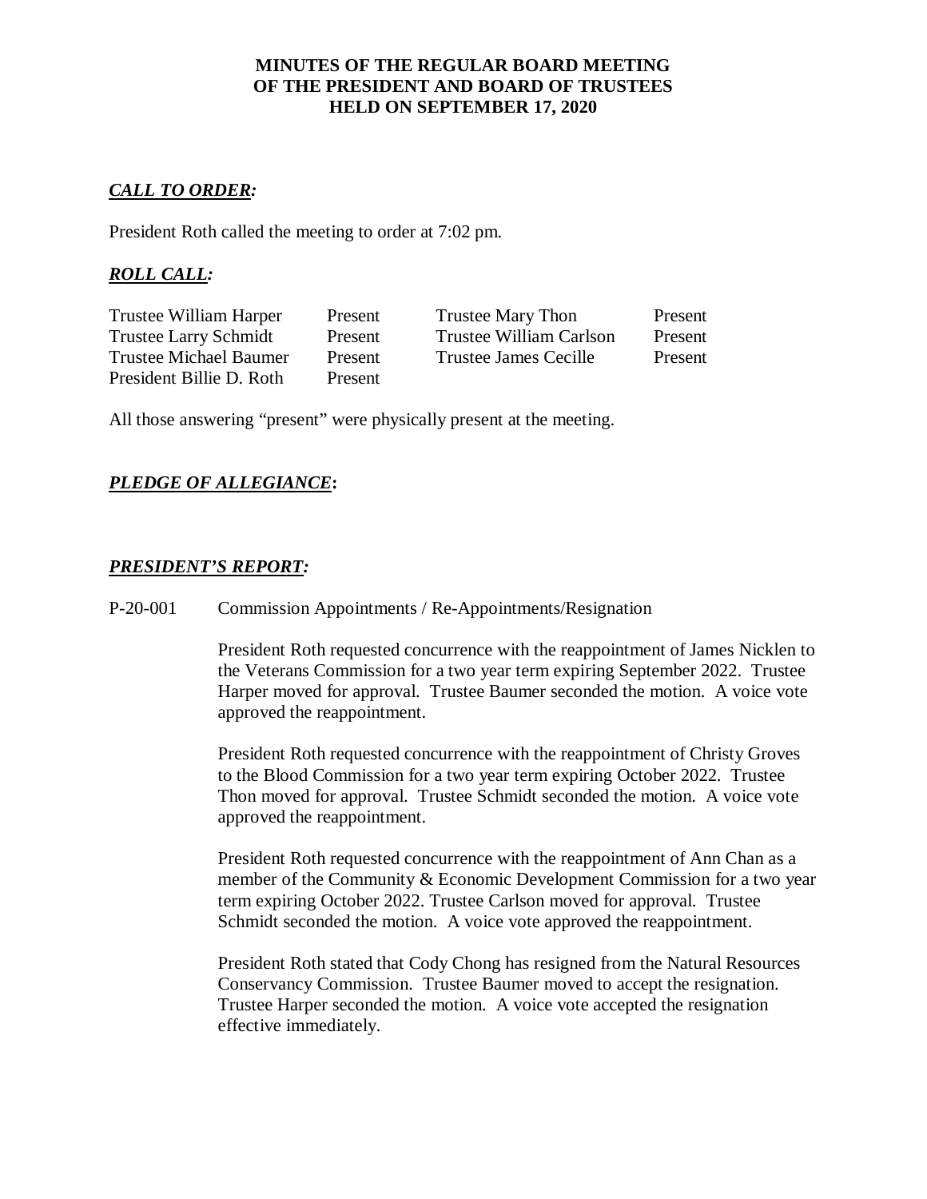# MINUTES OF THE REGULAR BOARD MEETING OF THE PRESIDENT AND BOARD OF TRUSTEES HELD ON SEPTEMBER 17, 2020

## ***CALL TO ORDER:***

President Roth called the meeting to order at 7:02 pm.

## ***ROLL CALL:***

| | | | |
|---|---|---|---|
| Trustee William Harper | Present | Trustee Mary Thon | Present |
| Trustee Larry Schmidt | Present | Trustee William Carlson | Present |
| Trustee Michael Baumer | Present | Trustee James Cecille | Present |
| President Billie D. Roth | Present | | |

All those answering "present" were physically present at the meeting.

## ***PLEDGE OF ALLEGIANCE*:**

## ***PRESIDENT'S REPORT:***

P-20-001 Commission Appointments / Re-Appointments/Resignation

President Roth requested concurrence with the reappointment of James Nicklen to the Veterans Commission for a two year term expiring September 2022. Trustee Harper moved for approval. Trustee Baumer seconded the motion. A voice vote approved the reappointment.

President Roth requested concurrence with the reappointment of Christy Groves to the Blood Commission for a two year term expiring October 2022. Trustee Thon moved for approval. Trustee Schmidt seconded the motion. A voice vote approved the reappointment.

President Roth requested concurrence with the reappointment of Ann Chan as a member of the Community & Economic Development Commission for a two year term expiring October 2022. Trustee Carlson moved for approval. Trustee Schmidt seconded the motion. A voice vote approved the reappointment.

President Roth stated that Cody Chong has resigned from the Natural Resources Conservancy Commission. Trustee Baumer moved to accept the resignation. Trustee Harper seconded the motion. A voice vote accepted the resignation effective immediately.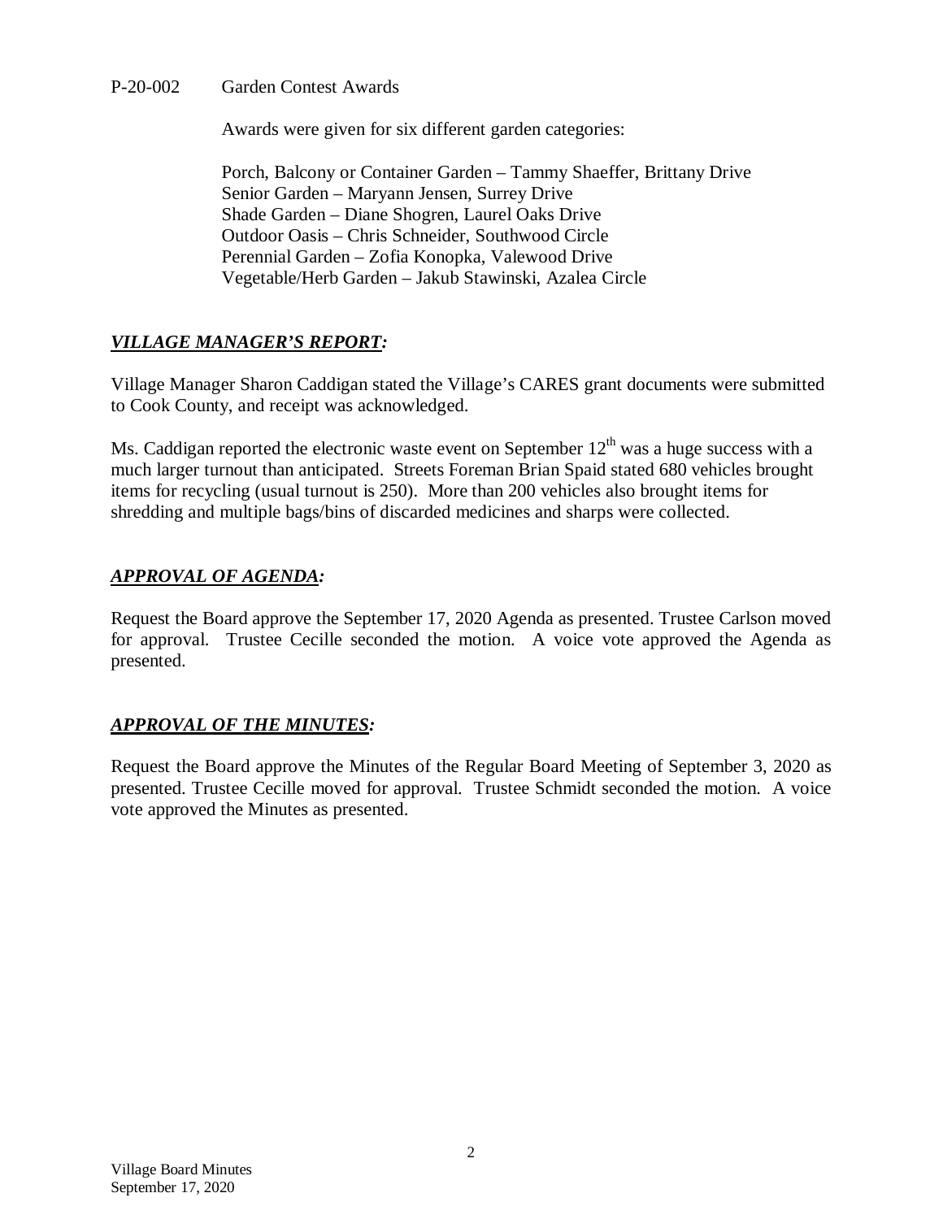P-20-002 Garden Contest Awards

Awards were given for six different garden categories:

Porch, Balcony or Container Garden – Tammy Shaeffer, Brittany Drive
Senior Garden – Maryann Jensen, Surrey Drive
Shade Garden – Diane Shogren, Laurel Oaks Drive
Outdoor Oasis – Chris Schneider, Southwood Circle
Perennial Garden – Zofia Konopka, Valewood Drive
Vegetable/Herb Garden – Jakub Stawinski, Azalea Circle

## ***VILLAGE MANAGER'S REPORT:***

Village Manager Sharon Caddigan stated the Village's CARES grant documents were submitted to Cook County, and receipt was acknowledged.

Ms. Caddigan reported the electronic waste event on September 12th was a huge success with a much larger turnout than anticipated. Streets Foreman Brian Spaid stated 680 vehicles brought items for recycling (usual turnout is 250). More than 200 vehicles also brought items for shredding and multiple bags/bins of discarded medicines and sharps were collected.

## ***APPROVAL OF AGENDA:***

Request the Board approve the September 17, 2020 Agenda as presented. Trustee Carlson moved for approval. Trustee Cecille seconded the motion. A voice vote approved the Agenda as presented.

## ***APPROVAL OF THE MINUTES:***

Request the Board approve the Minutes of the Regular Board Meeting of September 3, 2020 as presented. Trustee Cecille moved for approval. Trustee Schmidt seconded the motion. A voice vote approved the Minutes as presented.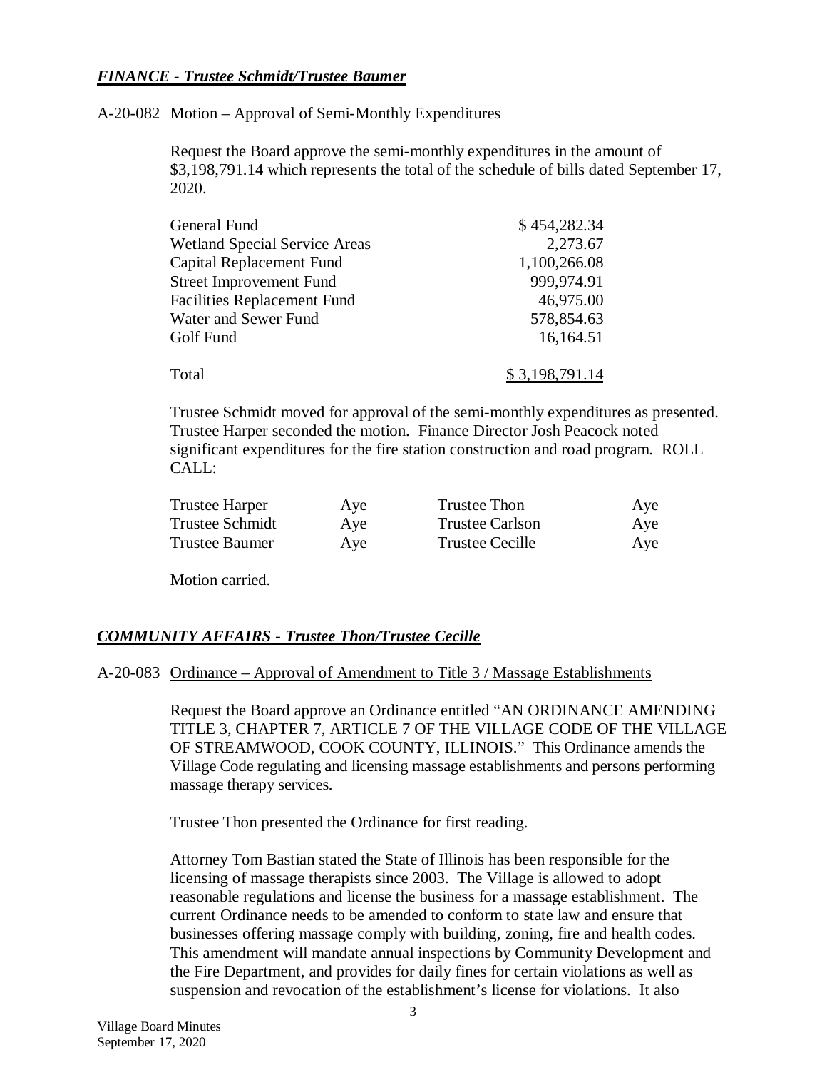***FINANCE - Trustee Schmidt/Trustee Baumer***

A-20-082 Motion – Approval of Semi-Monthly Expenditures

Request the Board approve the semi-monthly expenditures in the amount of $3,198,791.14 which represents the total of the schedule of bills dated September 17, 2020.

| | |
|---|---|
| General Fund | $ 454,282.34 |
| Wetland Special Service Areas | 2,273.67 |
| Capital Replacement Fund | 1,100,266.08 |
| Street Improvement Fund | 999,974.91 |
| Facilities Replacement Fund | 46,975.00 |
| Water and Sewer Fund | 578,854.63 |
| Golf Fund | 16,164.51 |
| Total | $ 3,198,791.14 |

Trustee Schmidt moved for approval of the semi-monthly expenditures as presented. Trustee Harper seconded the motion. Finance Director Josh Peacock noted significant expenditures for the fire station construction and road program. ROLL CALL:

| | | | |
|---|---|---|---|
| Trustee Harper | Aye | Trustee Thon | Aye |
| Trustee Schmidt | Aye | Trustee Carlson | Aye |
| Trustee Baumer | Aye | Trustee Cecille | Aye |

Motion carried.

***COMMUNITY AFFAIRS - Trustee Thon/Trustee Cecille***

A-20-083 Ordinance – Approval of Amendment to Title 3 / Massage Establishments

Request the Board approve an Ordinance entitled "AN ORDINANCE AMENDING TITLE 3, CHAPTER 7, ARTICLE 7 OF THE VILLAGE CODE OF THE VILLAGE OF STREAMWOOD, COOK COUNTY, ILLINOIS." This Ordinance amends the Village Code regulating and licensing massage establishments and persons performing massage therapy services.

Trustee Thon presented the Ordinance for first reading.

Attorney Tom Bastian stated the State of Illinois has been responsible for the licensing of massage therapists since 2003. The Village is allowed to adopt reasonable regulations and license the business for a massage establishment. The current Ordinance needs to be amended to conform to state law and ensure that businesses offering massage comply with building, zoning, fire and health codes. This amendment will mandate annual inspections by Community Development and the Fire Department, and provides for daily fines for certain violations as well as suspension and revocation of the establishment's license for violations. It also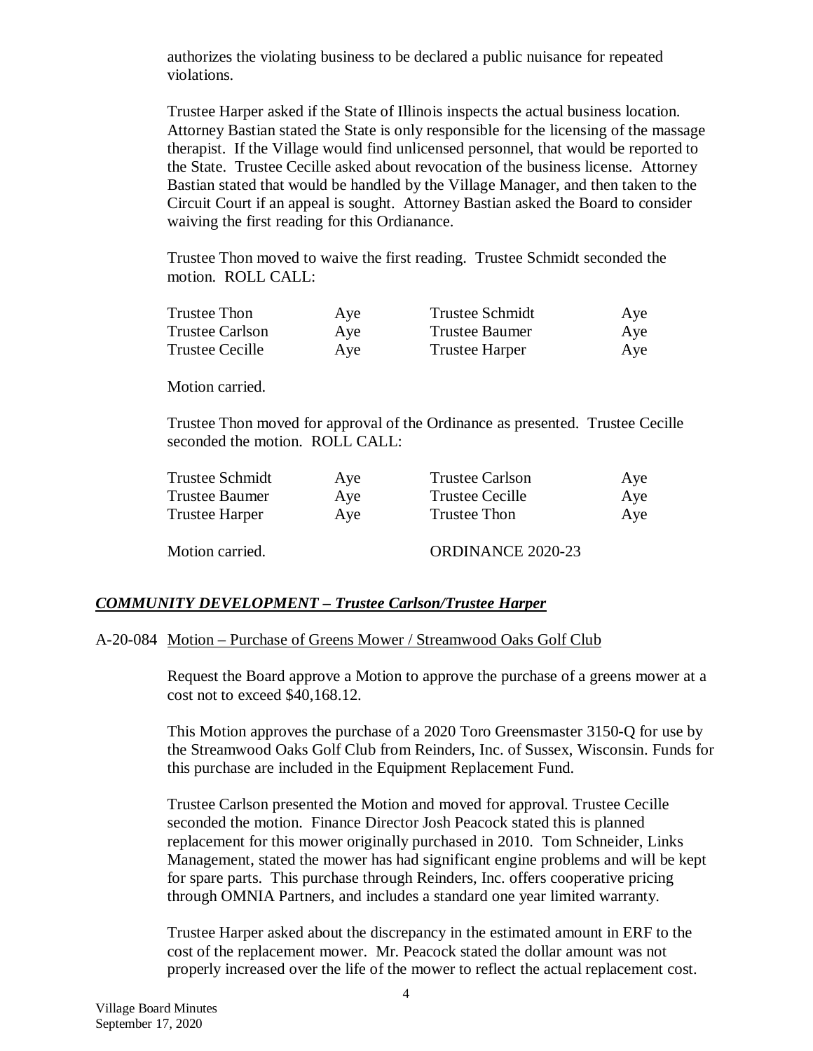authorizes the violating business to be declared a public nuisance for repeated violations.

Trustee Harper asked if the State of Illinois inspects the actual business location. Attorney Bastian stated the State is only responsible for the licensing of the massage therapist. If the Village would find unlicensed personnel, that would be reported to the State. Trustee Cecille asked about revocation of the business license. Attorney Bastian stated that would be handled by the Village Manager, and then taken to the Circuit Court if an appeal is sought. Attorney Bastian asked the Board to consider waiving the first reading for this Ordianance.

Trustee Thon moved to waive the first reading. Trustee Schmidt seconded the motion. ROLL CALL:

| | | | |
|---|---|---|---|
| Trustee Thon | Aye | Trustee Schmidt | Aye |
| Trustee Carlson | Aye | Trustee Baumer | Aye |
| Trustee Cecille | Aye | Trustee Harper | Aye |

Motion carried.

Trustee Thon moved for approval of the Ordinance as presented. Trustee Cecille seconded the motion. ROLL CALL:

| | | | |
|---|---|---|---|
| Trustee Schmidt | Aye | Trustee Carlson | Aye |
| Trustee Baumer | Aye | Trustee Cecille | Aye |
| Trustee Harper | Aye | Trustee Thon | Aye |

Motion carried. ORDINANCE 2020-23

## ***COMMUNITY DEVELOPMENT – Trustee Carlson/Trustee Harper***

A-20-084 Motion – Purchase of Greens Mower / Streamwood Oaks Golf Club

Request the Board approve a Motion to approve the purchase of a greens mower at a cost not to exceed $40,168.12.

This Motion approves the purchase of a 2020 Toro Greensmaster 3150-Q for use by the Streamwood Oaks Golf Club from Reinders, Inc. of Sussex, Wisconsin. Funds for this purchase are included in the Equipment Replacement Fund.

Trustee Carlson presented the Motion and moved for approval. Trustee Cecille seconded the motion. Finance Director Josh Peacock stated this is planned replacement for this mower originally purchased in 2010. Tom Schneider, Links Management, stated the mower has had significant engine problems and will be kept for spare parts. This purchase through Reinders, Inc. offers cooperative pricing through OMNIA Partners, and includes a standard one year limited warranty.

Trustee Harper asked about the discrepancy in the estimated amount in ERF to the cost of the replacement mower. Mr. Peacock stated the dollar amount was not properly increased over the life of the mower to reflect the actual replacement cost.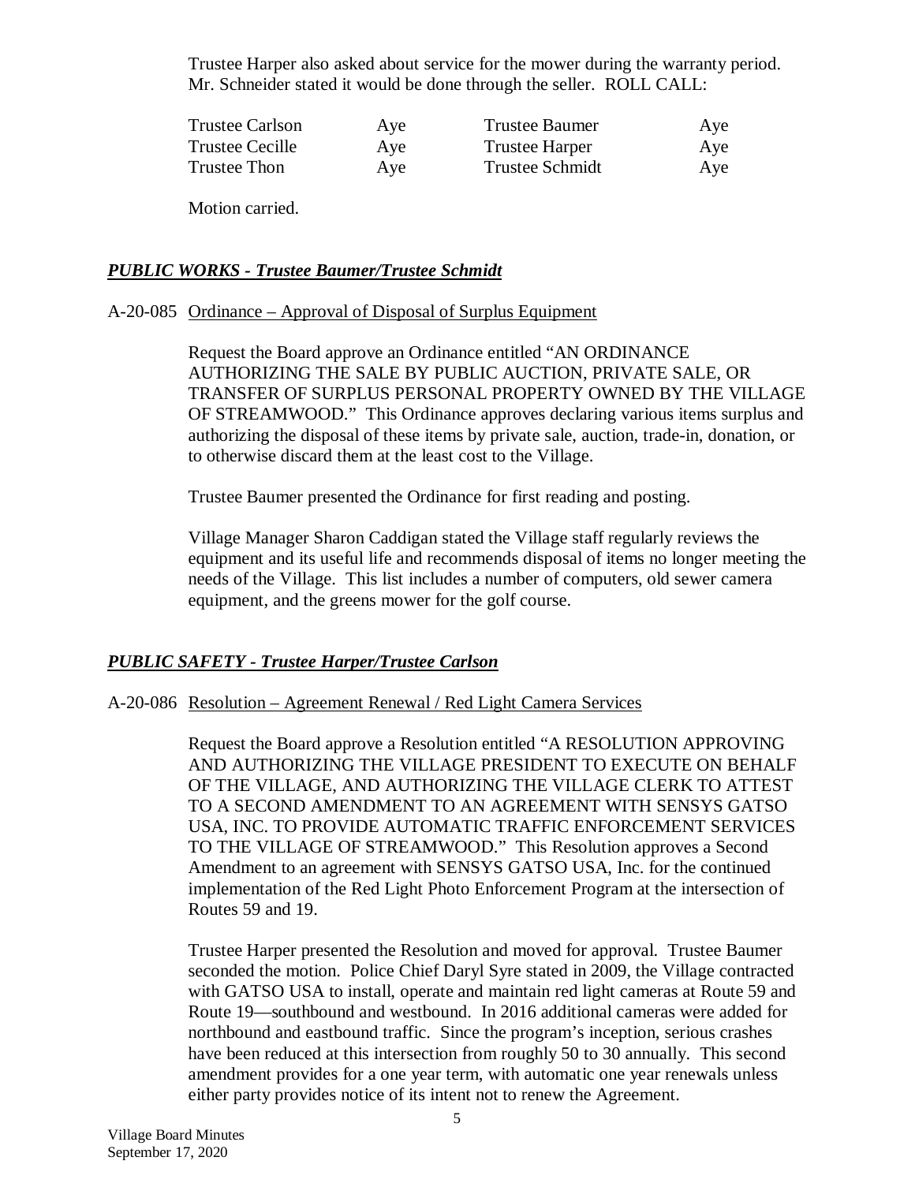Trustee Harper also asked about service for the mower during the warranty period. Mr. Schneider stated it would be done through the seller. ROLL CALL:

| | | | |
|---|---|---|---|
| Trustee Carlson | Aye | Trustee Baumer | Aye |
| Trustee Cecille | Aye | Trustee Harper | Aye |
| Trustee Thon | Aye | Trustee Schmidt | Aye |

Motion carried.

### ***PUBLIC WORKS - Trustee Baumer/Trustee Schmidt***

A-20-085 Ordinance – Approval of Disposal of Surplus Equipment

Request the Board approve an Ordinance entitled "AN ORDINANCE AUTHORIZING THE SALE BY PUBLIC AUCTION, PRIVATE SALE, OR TRANSFER OF SURPLUS PERSONAL PROPERTY OWNED BY THE VILLAGE OF STREAMWOOD." This Ordinance approves declaring various items surplus and authorizing the disposal of these items by private sale, auction, trade-in, donation, or to otherwise discard them at the least cost to the Village.

Trustee Baumer presented the Ordinance for first reading and posting.

Village Manager Sharon Caddigan stated the Village staff regularly reviews the equipment and its useful life and recommends disposal of items no longer meeting the needs of the Village. This list includes a number of computers, old sewer camera equipment, and the greens mower for the golf course.

### ***PUBLIC SAFETY - Trustee Harper/Trustee Carlson***

A-20-086 Resolution – Agreement Renewal / Red Light Camera Services

Request the Board approve a Resolution entitled "A RESOLUTION APPROVING AND AUTHORIZING THE VILLAGE PRESIDENT TO EXECUTE ON BEHALF OF THE VILLAGE, AND AUTHORIZING THE VILLAGE CLERK TO ATTEST TO A SECOND AMENDMENT TO AN AGREEMENT WITH SENSYS GATSO USA, INC. TO PROVIDE AUTOMATIC TRAFFIC ENFORCEMENT SERVICES TO THE VILLAGE OF STREAMWOOD." This Resolution approves a Second Amendment to an agreement with SENSYS GATSO USA, Inc. for the continued implementation of the Red Light Photo Enforcement Program at the intersection of Routes 59 and 19.

Trustee Harper presented the Resolution and moved for approval. Trustee Baumer seconded the motion. Police Chief Daryl Syre stated in 2009, the Village contracted with GATSO USA to install, operate and maintain red light cameras at Route 59 and Route 19—southbound and westbound. In 2016 additional cameras were added for northbound and eastbound traffic. Since the program's inception, serious crashes have been reduced at this intersection from roughly 50 to 30 annually. This second amendment provides for a one year term, with automatic one year renewals unless either party provides notice of its intent not to renew the Agreement.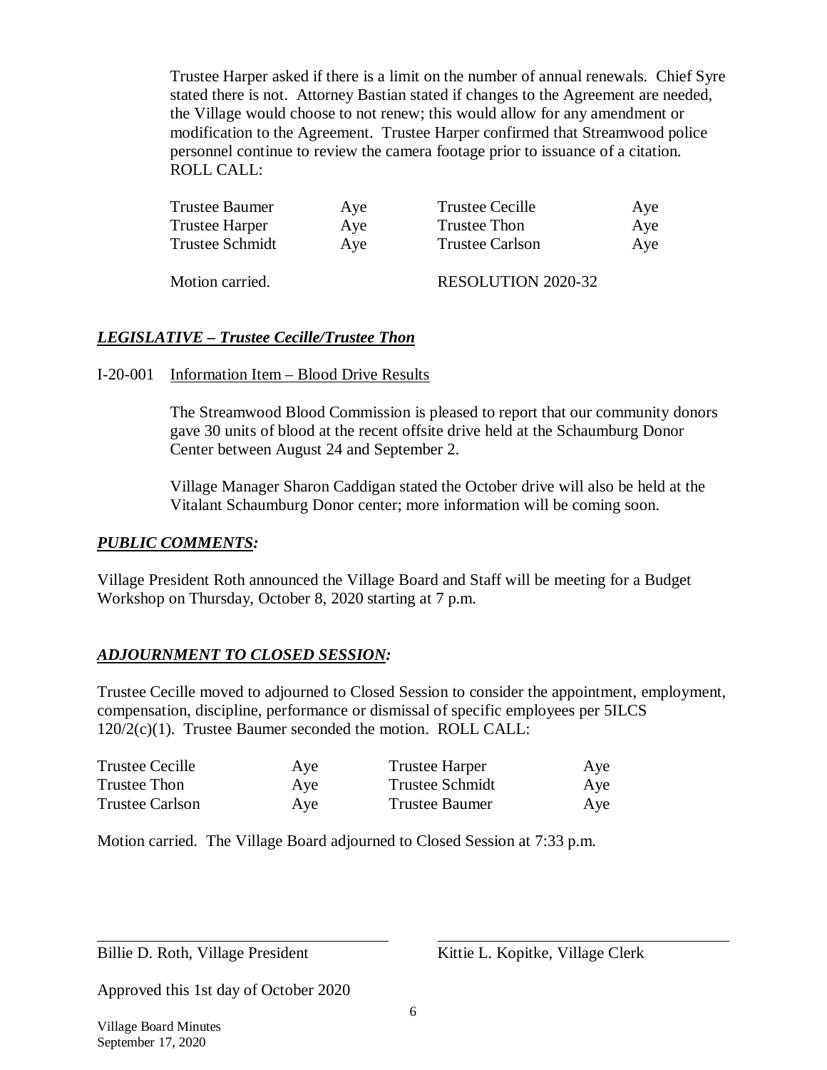Trustee Harper asked if there is a limit on the number of annual renewals. Chief Syre stated there is not. Attorney Bastian stated if changes to the Agreement are needed, the Village would choose to not renew; this would allow for any amendment or modification to the Agreement. Trustee Harper confirmed that Streamwood police personnel continue to review the camera footage prior to issuance of a citation. ROLL CALL:

| | | | |
|---|---|---|---|
| Trustee Baumer | Aye | Trustee Cecille | Aye |
| Trustee Harper | Aye | Trustee Thon | Aye |
| Trustee Schmidt | Aye | Trustee Carlson | Aye |

Motion carried. RESOLUTION 2020-32

## ***LEGISLATIVE – Trustee Cecille/Trustee Thon***

I-20-001 Information Item – Blood Drive Results

The Streamwood Blood Commission is pleased to report that our community donors gave 30 units of blood at the recent offsite drive held at the Schaumburg Donor Center between August 24 and September 2.

Village Manager Sharon Caddigan stated the October drive will also be held at the Vitalant Schaumburg Donor center; more information will be coming soon.

## ***PUBLIC COMMENTS:***

Village President Roth announced the Village Board and Staff will be meeting for a Budget Workshop on Thursday, October 8, 2020 starting at 7 p.m.

## ***ADJOURNMENT TO CLOSED SESSION:***

Trustee Cecille moved to adjourned to Closed Session to consider the appointment, employment, compensation, discipline, performance or dismissal of specific employees per 5ILCS 120/2(c)(1). Trustee Baumer seconded the motion. ROLL CALL:

| | | | |
|---|---|---|---|
| Trustee Cecille | Aye | Trustee Harper | Aye |
| Trustee Thon | Aye | Trustee Schmidt | Aye |
| Trustee Carlson | Aye | Trustee Baumer | Aye |

Motion carried. The Village Board adjourned to Closed Session at 7:33 p.m.

Billie D. Roth, Village President

Kittie L. Kopitke, Village Clerk

Approved this 1st day of October 2020